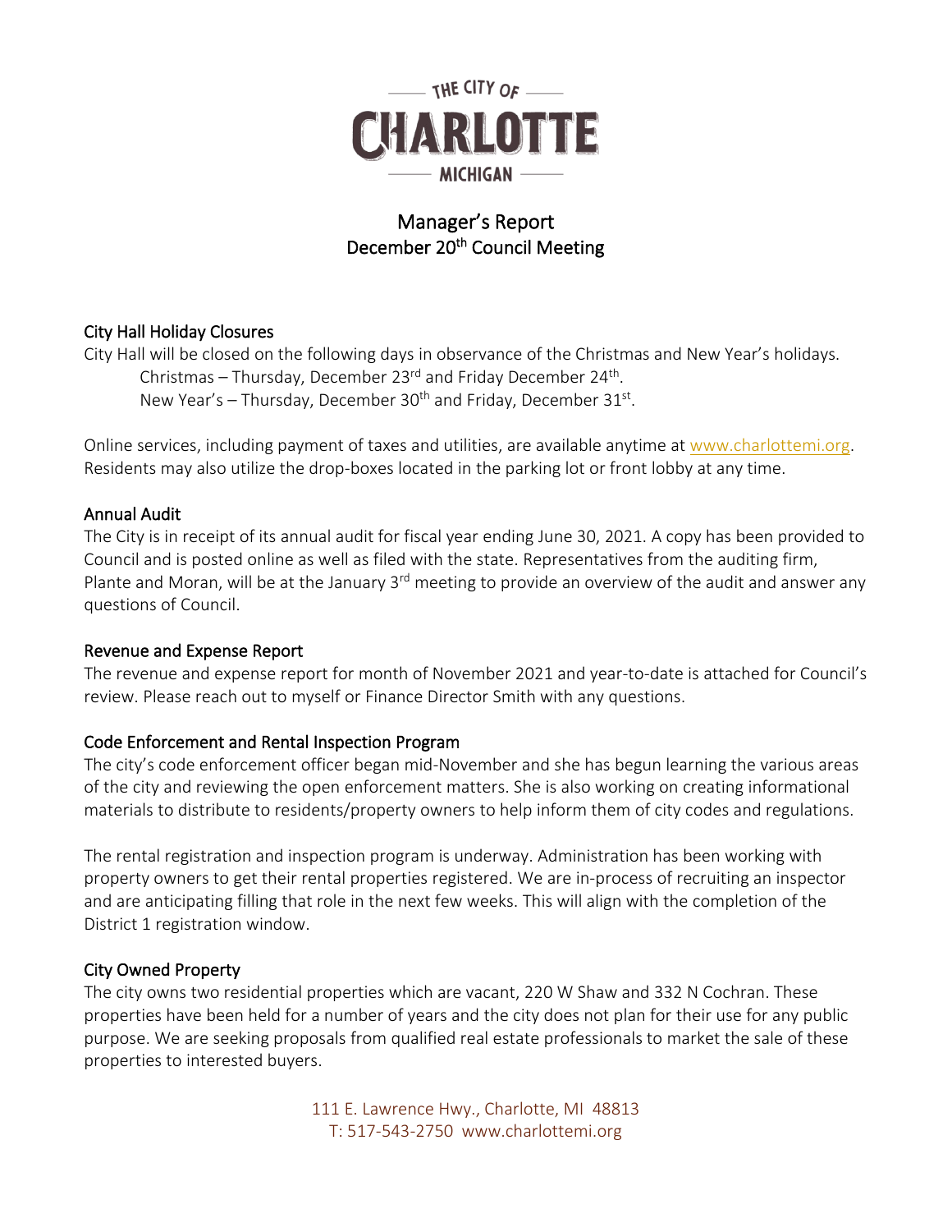THE CITY OF **CHARLOTTE** MICHIGAN

# Manager's Report
## December 20th Council Meeting

### City Hall Holiday Closures

City Hall will be closed on the following days in observance of the Christmas and New Year's holidays.

Christmas – Thursday, December 23rd and Friday December 24th.
New Year's – Thursday, December 30th and Friday, December 31st.

Online services, including payment of taxes and utilities, are available anytime at www.charlottemi.org. Residents may also utilize the drop-boxes located in the parking lot or front lobby at any time.

### Annual Audit

The City is in receipt of its annual audit for fiscal year ending June 30, 2021. A copy has been provided to Council and is posted online as well as filed with the state. Representatives from the auditing firm, Plante and Moran, will be at the January 3rd meeting to provide an overview of the audit and answer any questions of Council.

### Revenue and Expense Report

The revenue and expense report for month of November 2021 and year-to-date is attached for Council's review. Please reach out to myself or Finance Director Smith with any questions.

### Code Enforcement and Rental Inspection Program

The city's code enforcement officer began mid-November and she has begun learning the various areas of the city and reviewing the open enforcement matters. She is also working on creating informational materials to distribute to residents/property owners to help inform them of city codes and regulations.

The rental registration and inspection program is underway. Administration has been working with property owners to get their rental properties registered. We are in-process of recruiting an inspector and are anticipating filling that role in the next few weeks. This will align with the completion of the District 1 registration window.

### City Owned Property

The city owns two residential properties which are vacant, 220 W Shaw and 332 N Cochran. These properties have been held for a number of years and the city does not plan for their use for any public purpose. We are seeking proposals from qualified real estate professionals to market the sale of these properties to interested buyers.

111 E. Lawrence Hwy., Charlotte, MI 48813
T: 517-543-2750 www.charlottemi.org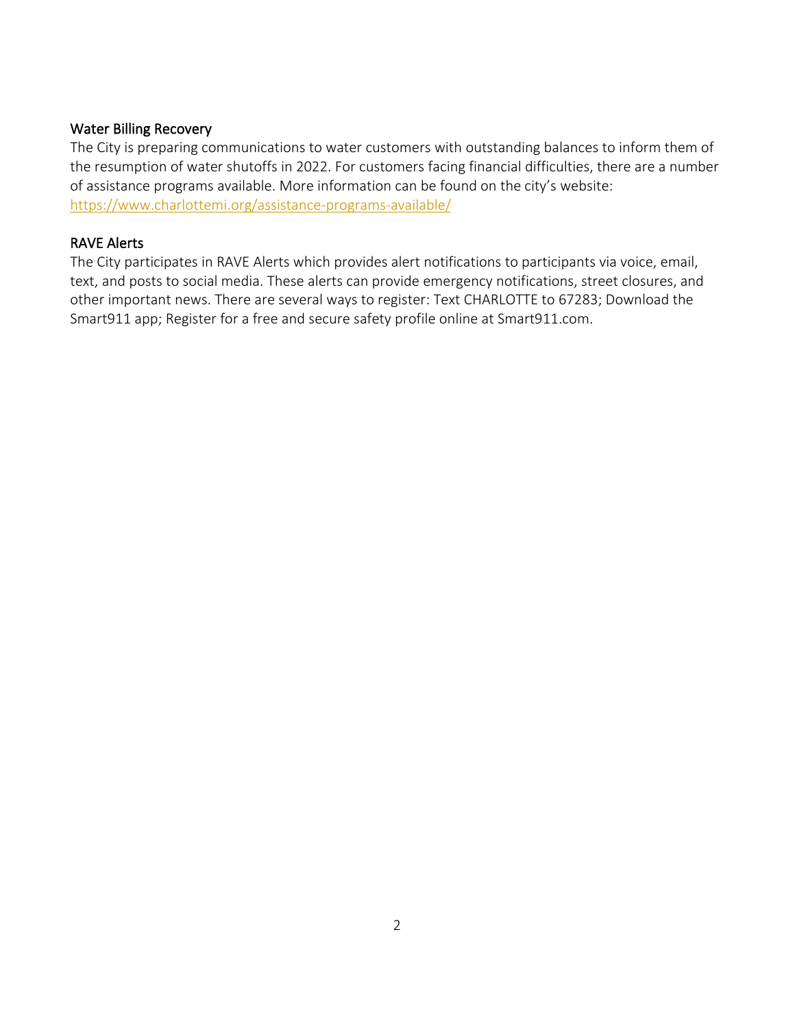## Water Billing Recovery

The City is preparing communications to water customers with outstanding balances to inform them of the resumption of water shutoffs in 2022. For customers facing financial difficulties, there are a number of assistance programs available. More information can be found on the city's website: [https://www.charlottemi.org/assistance-programs-available/](https://www.charlottemi.org/assistance-programs-available/)

## RAVE Alerts

The City participates in RAVE Alerts which provides alert notifications to participants via voice, email, text, and posts to social media. These alerts can provide emergency notifications, street closures, and other important news. There are several ways to register: Text CHARLOTTE to 67283; Download the Smart911 app; Register for a free and secure safety profile online at Smart911.com.